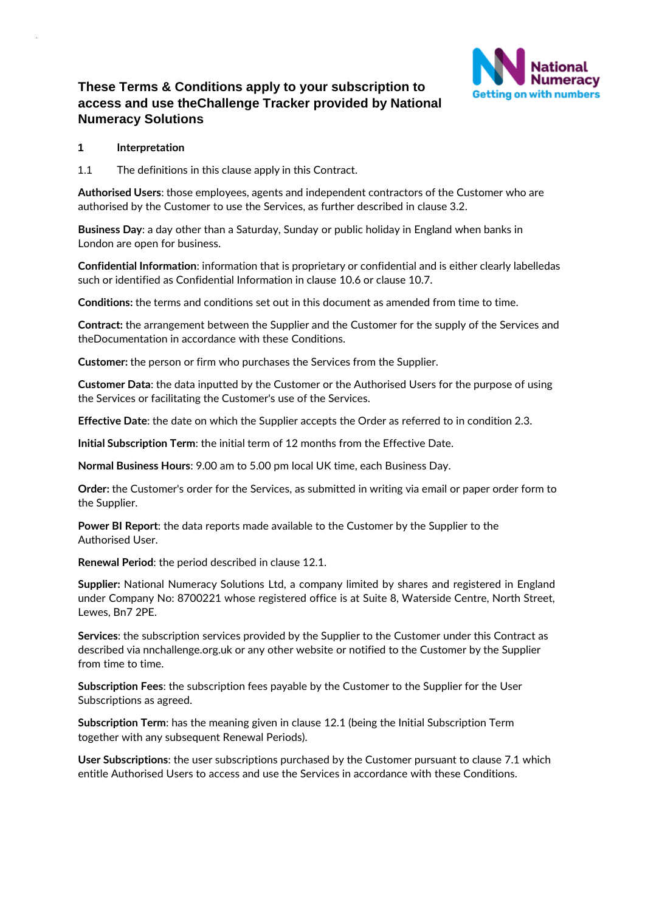# These Terms & Conditions apply to your subscription to access and use theChallenge Tracker provided by National Numeracy Solutions

## 1 Interpretation

1.1 The definitions in this clause apply in this Contract.

**Authorised Users**: those employees, agents and independent contractors of the Customer who are authorised by the Customer to use the Services, as further described in clause 3.2.

**Business Day**: a day other than a Saturday, Sunday or public holiday in England when banks in London are open for business.

**Confidential Information**: information that is proprietary or confidential and is either clearly labelledas such or identified as Confidential Information in clause 10.6 or clause 10.7.

**Conditions:** the terms and conditions set out in this document as amended from time to time.

**Contract:** the arrangement between the Supplier and the Customer for the supply of the Services and theDocumentation in accordance with these Conditions.

**Customer:** the person or firm who purchases the Services from the Supplier.

**Customer Data**: the data inputted by the Customer or the Authorised Users for the purpose of using the Services or facilitating the Customer's use of the Services.

**Effective Date**: the date on which the Supplier accepts the Order as referred to in condition 2.3.

**Initial Subscription Term**: the initial term of 12 months from the Effective Date.

**Normal Business Hours**: 9.00 am to 5.00 pm local UK time, each Business Day.

**Order:** the Customer's order for the Services, as submitted in writing via email or paper order form to the Supplier.

**Power BI Report**: the data reports made available to the Customer by the Supplier to the Authorised User.

**Renewal Period**: the period described in clause 12.1.

**Supplier:** National Numeracy Solutions Ltd, a company limited by shares and registered in England under Company No: 8700221 whose registered office is at Suite 8, Waterside Centre, North Street, Lewes, Bn7 2PE.

**Services**: the subscription services provided by the Supplier to the Customer under this Contract as described via nnchallenge.org.uk or any other website or notified to the Customer by the Supplier from time to time.

**Subscription Fees**: the subscription fees payable by the Customer to the Supplier for the User Subscriptions as agreed.

**Subscription Term**: has the meaning given in clause 12.1 (being the Initial Subscription Term together with any subsequent Renewal Periods).

**User Subscriptions**: the user subscriptions purchased by the Customer pursuant to clause 7.1 which entitle Authorised Users to access and use the Services in accordance with these Conditions.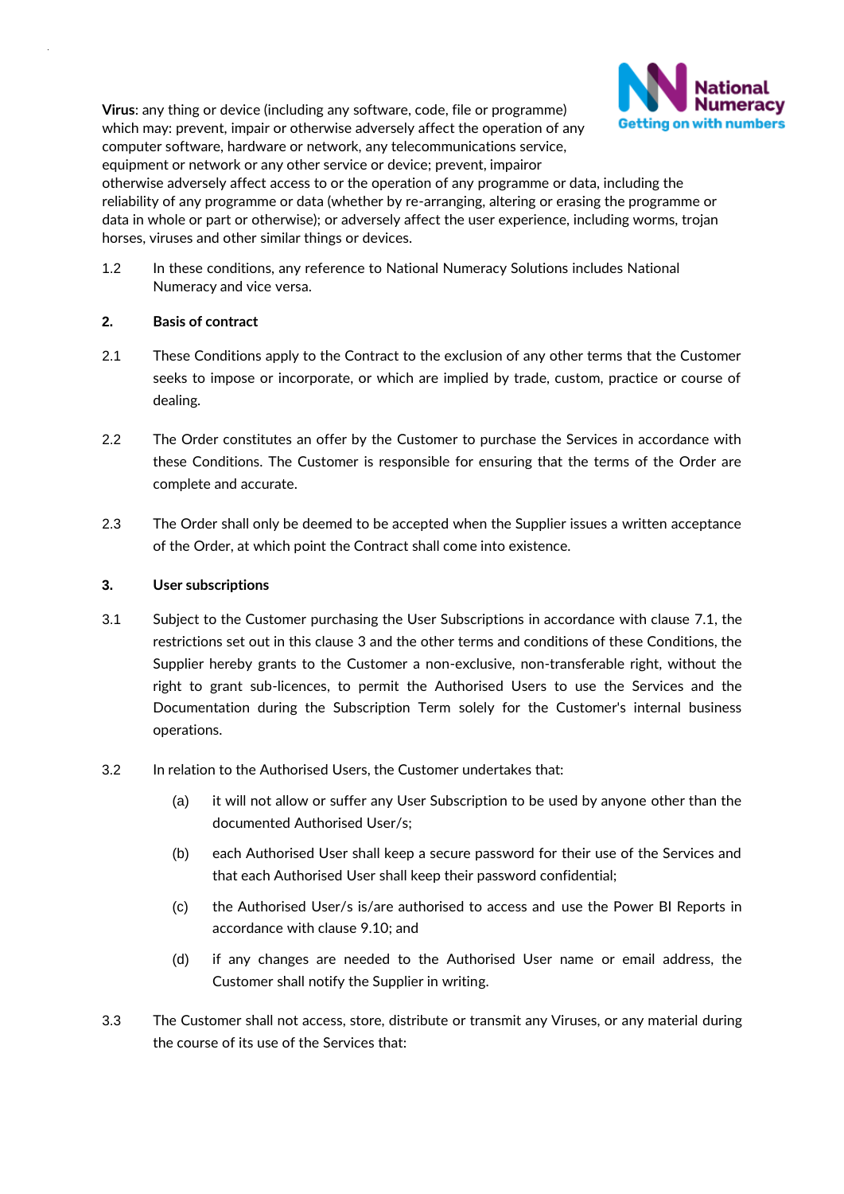**Virus**: any thing or device (including any software, code, file or programme) which may: prevent, impair or otherwise adversely affect the operation of any computer software, hardware or network, any telecommunications service, equipment or network or any other service or device; prevent, impairor otherwise adversely affect access to or the operation of any programme or data, including the reliability of any programme or data (whether by re-arranging, altering or erasing the programme or data in whole or part or otherwise); or adversely affect the user experience, including worms, trojan horses, viruses and other similar things or devices.

1.2 In these conditions, any reference to National Numeracy Solutions includes National Numeracy and vice versa.

**2. Basis of contract**

2.1 These Conditions apply to the Contract to the exclusion of any other terms that the Customer seeks to impose or incorporate, or which are implied by trade, custom, practice or course of dealing.

2.2 The Order constitutes an offer by the Customer to purchase the Services in accordance with these Conditions. The Customer is responsible for ensuring that the terms of the Order are complete and accurate.

2.3 The Order shall only be deemed to be accepted when the Supplier issues a written acceptance of the Order, at which point the Contract shall come into existence.

**3. User subscriptions**

3.1 Subject to the Customer purchasing the User Subscriptions in accordance with clause 7.1, the restrictions set out in this clause 3 and the other terms and conditions of these Conditions, the Supplier hereby grants to the Customer a non-exclusive, non-transferable right, without the right to grant sub-licences, to permit the Authorised Users to use the Services and the Documentation during the Subscription Term solely for the Customer's internal business operations.

3.2 In relation to the Authorised Users, the Customer undertakes that:

(a) it will not allow or suffer any User Subscription to be used by anyone other than the documented Authorised User/s;

(b) each Authorised User shall keep a secure password for their use of the Services and that each Authorised User shall keep their password confidential;

(c) the Authorised User/s is/are authorised to access and use the Power BI Reports in accordance with clause 9.10; and

(d) if any changes are needed to the Authorised User name or email address, the Customer shall notify the Supplier in writing.

3.3 The Customer shall not access, store, distribute or transmit any Viruses, or any material during the course of its use of the Services that: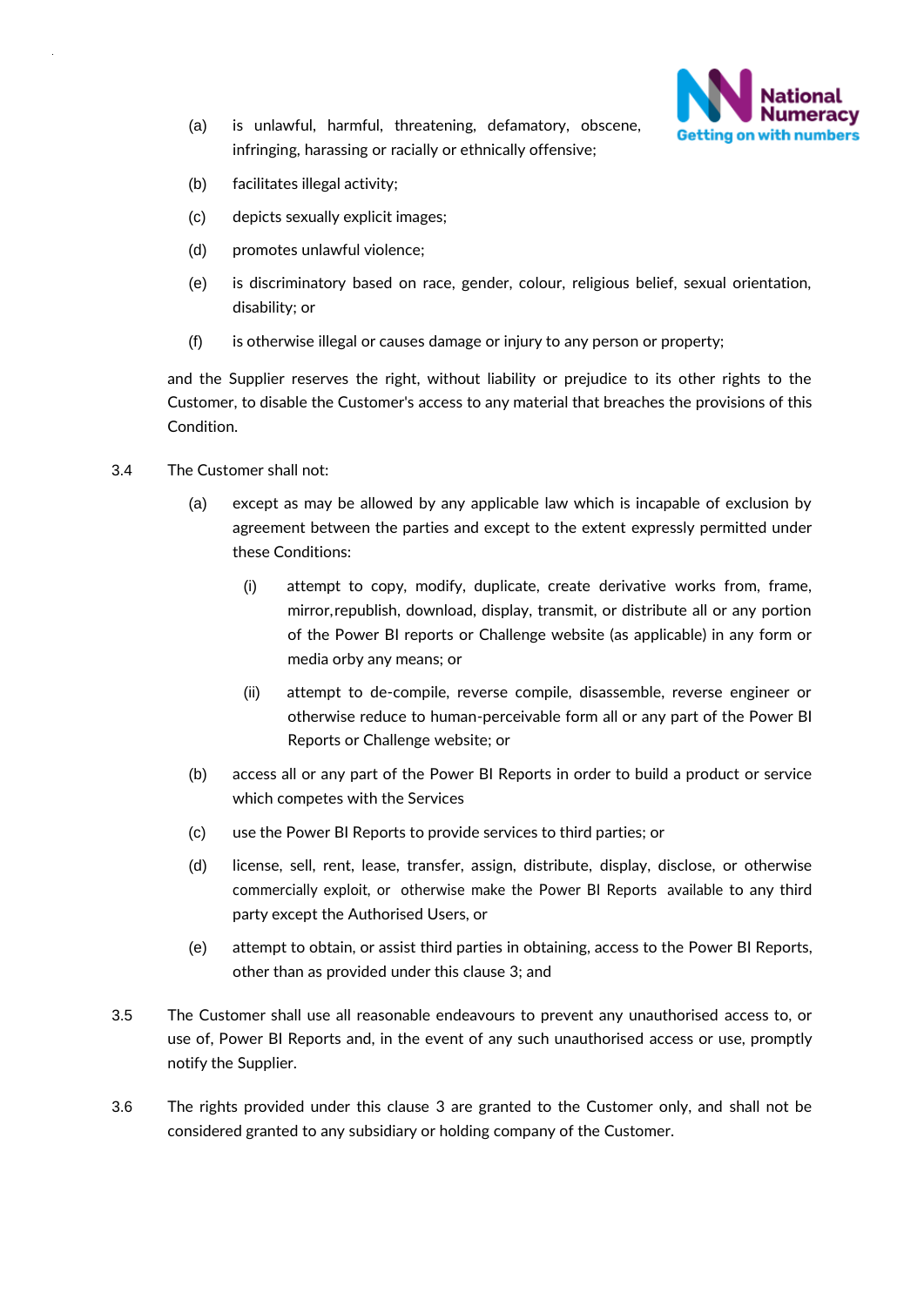(a) is unlawful, harmful, threatening, defamatory, obscene, infringing, harassing or racially or ethnically offensive;

(b) facilitates illegal activity;

(c) depicts sexually explicit images;

(d) promotes unlawful violence;

(e) is discriminatory based on race, gender, colour, religious belief, sexual orientation, disability; or

(f) is otherwise illegal or causes damage or injury to any person or property;

and the Supplier reserves the right, without liability or prejudice to its other rights to the Customer, to disable the Customer's access to any material that breaches the provisions of this Condition.

3.4 The Customer shall not:

(a) except as may be allowed by any applicable law which is incapable of exclusion by agreement between the parties and except to the extent expressly permitted under these Conditions:

(i) attempt to copy, modify, duplicate, create derivative works from, frame, mirror,republish, download, display, transmit, or distribute all or any portion of the Power BI reports or Challenge website (as applicable) in any form or media orby any means; or

(ii) attempt to de-compile, reverse compile, disassemble, reverse engineer or otherwise reduce to human-perceivable form all or any part of the Power BI Reports or Challenge website; or

(b) access all or any part of the Power BI Reports in order to build a product or service which competes with the Services

(c) use the Power BI Reports to provide services to third parties; or

(d) license, sell, rent, lease, transfer, assign, distribute, display, disclose, or otherwise commercially exploit, or otherwise make the Power BI Reports available to any third party except the Authorised Users, or

(e) attempt to obtain, or assist third parties in obtaining, access to the Power BI Reports, other than as provided under this clause 3; and

3.5 The Customer shall use all reasonable endeavours to prevent any unauthorised access to, or use of, Power BI Reports and, in the event of any such unauthorised access or use, promptly notify the Supplier.

3.6 The rights provided under this clause 3 are granted to the Customer only, and shall not be considered granted to any subsidiary or holding company of the Customer.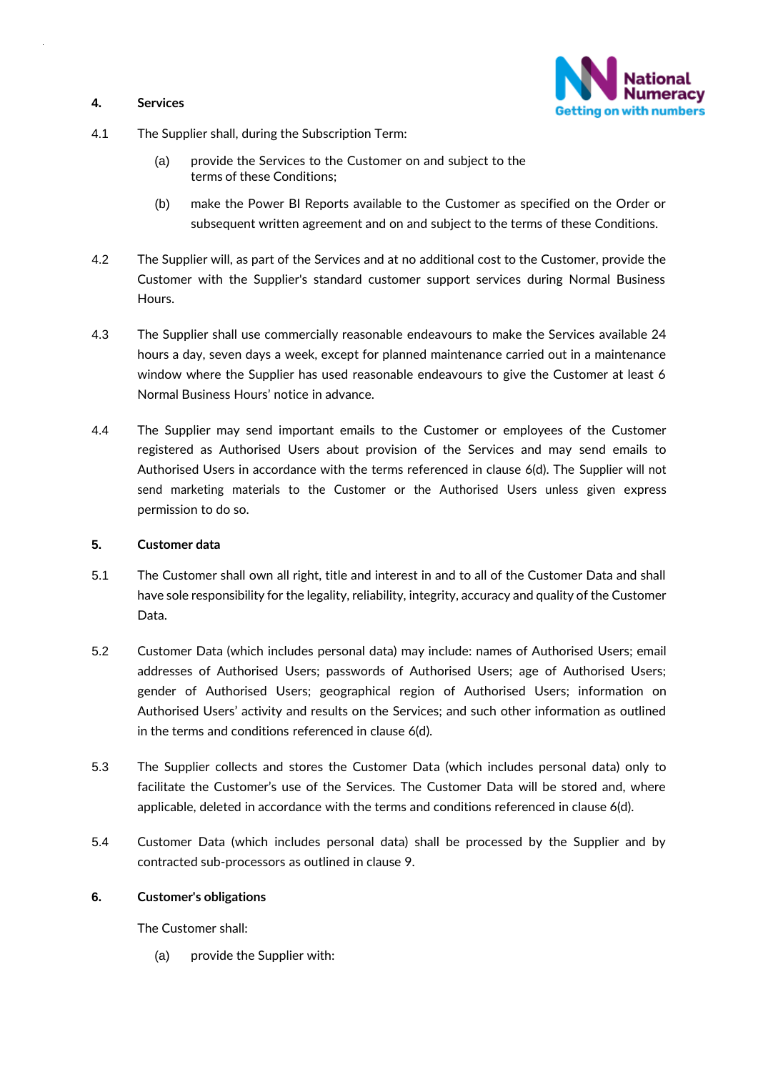**4. Services**

4.1 The Supplier shall, during the Subscription Term:

(a) provide the Services to the Customer on and subject to the terms of these Conditions;

(b) make the Power BI Reports available to the Customer as specified on the Order or subsequent written agreement and on and subject to the terms of these Conditions.

4.2 The Supplier will, as part of the Services and at no additional cost to the Customer, provide the Customer with the Supplier's standard customer support services during Normal Business Hours.

4.3 The Supplier shall use commercially reasonable endeavours to make the Services available 24 hours a day, seven days a week, except for planned maintenance carried out in a maintenance window where the Supplier has used reasonable endeavours to give the Customer at least 6 Normal Business Hours' notice in advance.

4.4 The Supplier may send important emails to the Customer or employees of the Customer registered as Authorised Users about provision of the Services and may send emails to Authorised Users in accordance with the terms referenced in clause 6(d). The Supplier will not send marketing materials to the Customer or the Authorised Users unless given express permission to do so.

**5. Customer data**

5.1 The Customer shall own all right, title and interest in and to all of the Customer Data and shall have sole responsibility for the legality, reliability, integrity, accuracy and quality of the Customer Data.

5.2 Customer Data (which includes personal data) may include: names of Authorised Users; email addresses of Authorised Users; passwords of Authorised Users; age of Authorised Users; gender of Authorised Users; geographical region of Authorised Users; information on Authorised Users' activity and results on the Services; and such other information as outlined in the terms and conditions referenced in clause 6(d).

5.3 The Supplier collects and stores the Customer Data (which includes personal data) only to facilitate the Customer's use of the Services. The Customer Data will be stored and, where applicable, deleted in accordance with the terms and conditions referenced in clause 6(d).

5.4 Customer Data (which includes personal data) shall be processed by the Supplier and by contracted sub-processors as outlined in clause 9.

**6. Customer's obligations**

The Customer shall:

(a) provide the Supplier with: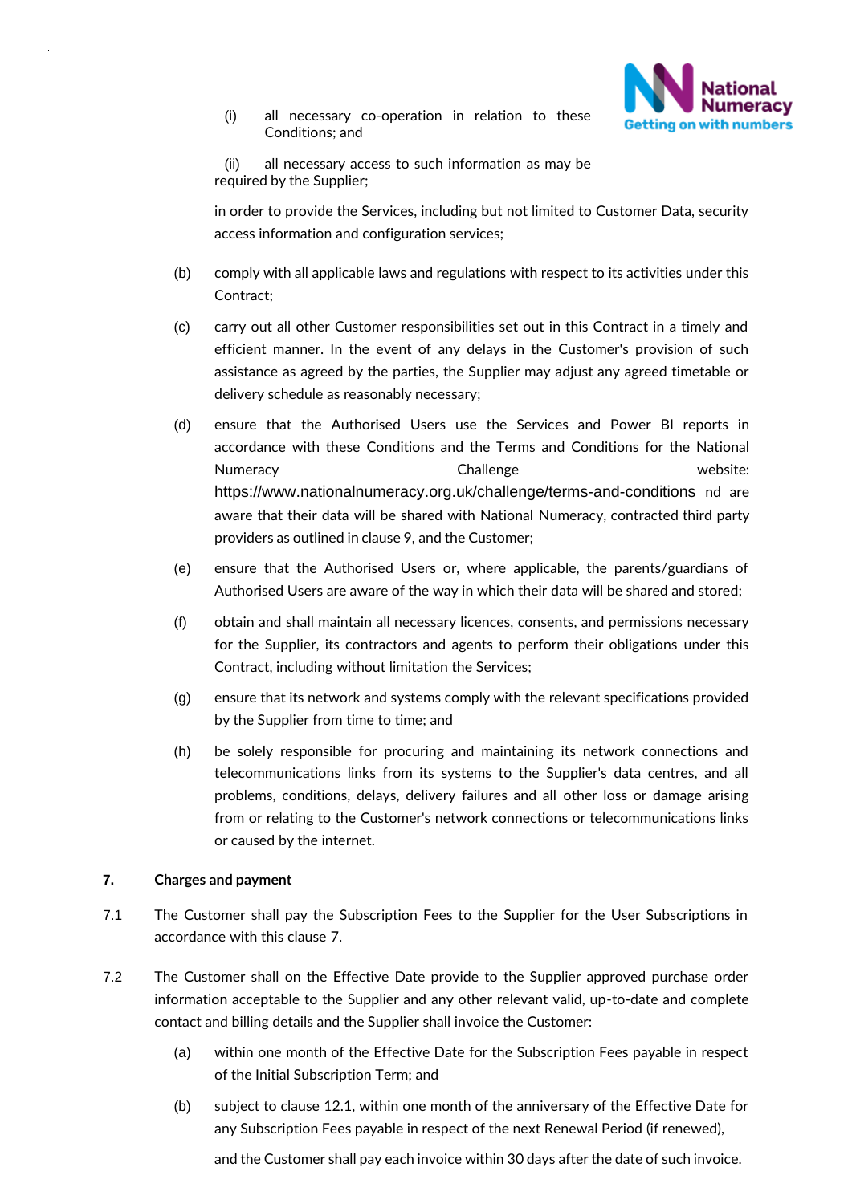(i) all necessary co-operation in relation to these Conditions; and

(ii) all necessary access to such information as may be required by the Supplier;

in order to provide the Services, including but not limited to Customer Data, security access information and configuration services;

(b) comply with all applicable laws and regulations with respect to its activities under this Contract;

(c) carry out all other Customer responsibilities set out in this Contract in a timely and efficient manner. In the event of any delays in the Customer's provision of such assistance as agreed by the parties, the Supplier may adjust any agreed timetable or delivery schedule as reasonably necessary;

(d) ensure that the Authorised Users use the Services and Power BI reports in accordance with these Conditions and the Terms and Conditions for the National Numeracy Challenge website: https://www.nationalnumeracy.org.uk/challenge/terms-and-conditions nd are aware that their data will be shared with National Numeracy, contracted third party providers as outlined in clause 9, and the Customer;

(e) ensure that the Authorised Users or, where applicable, the parents/guardians of Authorised Users are aware of the way in which their data will be shared and stored;

(f) obtain and shall maintain all necessary licences, consents, and permissions necessary for the Supplier, its contractors and agents to perform their obligations under this Contract, including without limitation the Services;

(g) ensure that its network and systems comply with the relevant specifications provided by the Supplier from time to time; and

(h) be solely responsible for procuring and maintaining its network connections and telecommunications links from its systems to the Supplier's data centres, and all problems, conditions, delays, delivery failures and all other loss or damage arising from or relating to the Customer's network connections or telecommunications links or caused by the internet.

**7. Charges and payment**

7.1 The Customer shall pay the Subscription Fees to the Supplier for the User Subscriptions in accordance with this clause 7.

7.2 The Customer shall on the Effective Date provide to the Supplier approved purchase order information acceptable to the Supplier and any other relevant valid, up-to-date and complete contact and billing details and the Supplier shall invoice the Customer:

(a) within one month of the Effective Date for the Subscription Fees payable in respect of the Initial Subscription Term; and

(b) subject to clause 12.1, within one month of the anniversary of the Effective Date for any Subscription Fees payable in respect of the next Renewal Period (if renewed),

and the Customer shall pay each invoice within 30 days after the date of such invoice.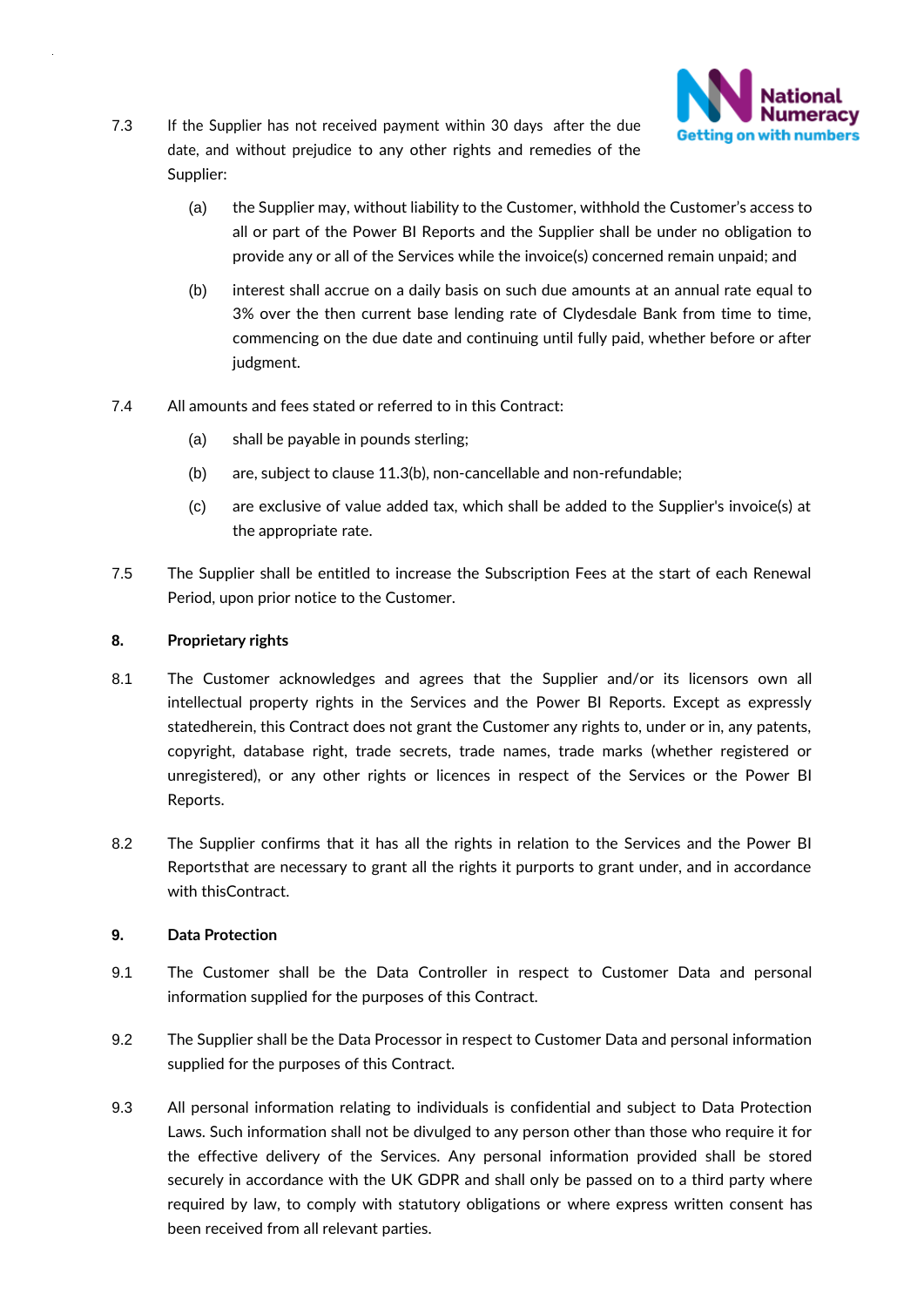7.3 If the Supplier has not received payment within 30 days after the due date, and without prejudice to any other rights and remedies of the Supplier:

(a) the Supplier may, without liability to the Customer, withhold the Customer's access to all or part of the Power BI Reports and the Supplier shall be under no obligation to provide any or all of the Services while the invoice(s) concerned remain unpaid; and

(b) interest shall accrue on a daily basis on such due amounts at an annual rate equal to 3% over the then current base lending rate of Clydesdale Bank from time to time, commencing on the due date and continuing until fully paid, whether before or after judgment.

7.4 All amounts and fees stated or referred to in this Contract:

(a) shall be payable in pounds sterling;

(b) are, subject to clause 11.3(b), non-cancellable and non-refundable;

(c) are exclusive of value added tax, which shall be added to the Supplier's invoice(s) at the appropriate rate.

7.5 The Supplier shall be entitled to increase the Subscription Fees at the start of each Renewal Period, upon prior notice to the Customer.

**8. Proprietary rights**

8.1 The Customer acknowledges and agrees that the Supplier and/or its licensors own all intellectual property rights in the Services and the Power BI Reports. Except as expressly statedherein, this Contract does not grant the Customer any rights to, under or in, any patents, copyright, database right, trade secrets, trade names, trade marks (whether registered or unregistered), or any other rights or licences in respect of the Services or the Power BI Reports.

8.2 The Supplier confirms that it has all the rights in relation to the Services and the Power BI Reportsthat are necessary to grant all the rights it purports to grant under, and in accordance with thisContract.

**9. Data Protection**

9.1 The Customer shall be the Data Controller in respect to Customer Data and personal information supplied for the purposes of this Contract.

9.2 The Supplier shall be the Data Processor in respect to Customer Data and personal information supplied for the purposes of this Contract.

9.3 All personal information relating to individuals is confidential and subject to Data Protection Laws. Such information shall not be divulged to any person other than those who require it for the effective delivery of the Services. Any personal information provided shall be stored securely in accordance with the UK GDPR and shall only be passed on to a third party where required by law, to comply with statutory obligations or where express written consent has been received from all relevant parties.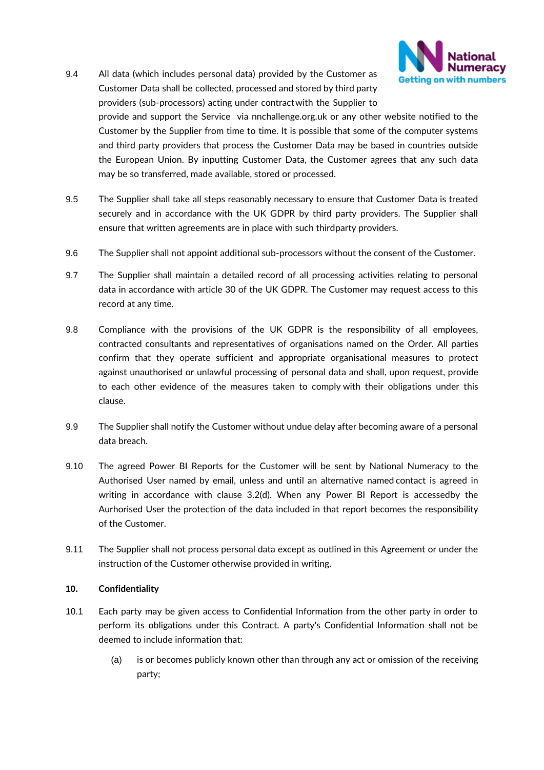9.4 All data (which includes personal data) provided by the Customer as Customer Data shall be collected, processed and stored by third party providers (sub-processors) acting under contractwith the Supplier to provide and support the Service via nnchallenge.org.uk or any other website notified to the Customer by the Supplier from time to time. It is possible that some of the computer systems and third party providers that process the Customer Data may be based in countries outside the European Union. By inputting Customer Data, the Customer agrees that any such data may be so transferred, made available, stored or processed.

9.5 The Supplier shall take all steps reasonably necessary to ensure that Customer Data is treated securely and in accordance with the UK GDPR by third party providers. The Supplier shall ensure that written agreements are in place with such thirdparty providers.

9.6 The Supplier shall not appoint additional sub-processors without the consent of the Customer.

9.7 The Supplier shall maintain a detailed record of all processing activities relating to personal data in accordance with article 30 of the UK GDPR. The Customer may request access to this record at any time.

9.8 Compliance with the provisions of the UK GDPR is the responsibility of all employees, contracted consultants and representatives of organisations named on the Order. All parties confirm that they operate sufficient and appropriate organisational measures to protect against unauthorised or unlawful processing of personal data and shall, upon request, provide to each other evidence of the measures taken to comply with their obligations under this clause.

9.9 The Supplier shall notify the Customer without undue delay after becoming aware of a personal data breach.

9.10 The agreed Power BI Reports for the Customer will be sent by National Numeracy to the Authorised User named by email, unless and until an alternative named contact is agreed in writing in accordance with clause 3.2(d). When any Power BI Report is accessedby the Aurhorised User the protection of the data included in that report becomes the responsibility of the Customer.

9.11 The Supplier shall not process personal data except as outlined in this Agreement or under the instruction of the Customer otherwise provided in writing.

**10. Confidentiality**

10.1 Each party may be given access to Confidential Information from the other party in order to perform its obligations under this Contract. A party's Confidential Information shall not be deemed to include information that:

(a) is or becomes publicly known other than through any act or omission of the receiving party;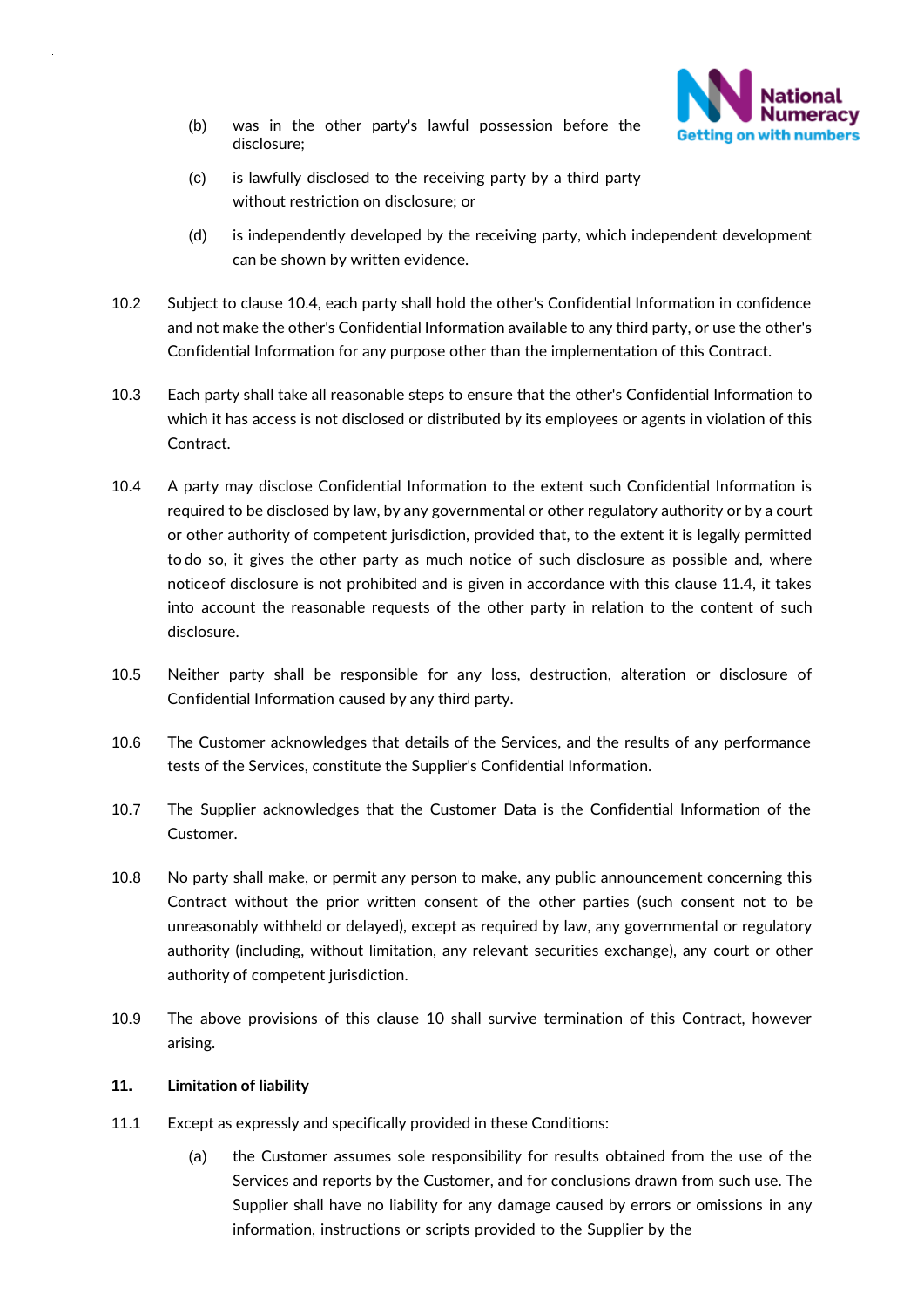(b) was in the other party's lawful possession before the disclosure;

(c) is lawfully disclosed to the receiving party by a third party without restriction on disclosure; or

(d) is independently developed by the receiving party, which independent development can be shown by written evidence.

10.2 Subject to clause 10.4, each party shall hold the other's Confidential Information in confidence and not make the other's Confidential Information available to any third party, or use the other's Confidential Information for any purpose other than the implementation of this Contract.

10.3 Each party shall take all reasonable steps to ensure that the other's Confidential Information to which it has access is not disclosed or distributed by its employees or agents in violation of this Contract.

10.4 A party may disclose Confidential Information to the extent such Confidential Information is required to be disclosed by law, by any governmental or other regulatory authority or by a court or other authority of competent jurisdiction, provided that, to the extent it is legally permitted to do so, it gives the other party as much notice of such disclosure as possible and, where notice of disclosure is not prohibited and is given in accordance with this clause 11.4, it takes into account the reasonable requests of the other party in relation to the content of such disclosure.

10.5 Neither party shall be responsible for any loss, destruction, alteration or disclosure of Confidential Information caused by any third party.

10.6 The Customer acknowledges that details of the Services, and the results of any performance tests of the Services, constitute the Supplier's Confidential Information.

10.7 The Supplier acknowledges that the Customer Data is the Confidential Information of the Customer.

10.8 No party shall make, or permit any person to make, any public announcement concerning this Contract without the prior written consent of the other parties (such consent not to be unreasonably withheld or delayed), except as required by law, any governmental or regulatory authority (including, without limitation, any relevant securities exchange), any court or other authority of competent jurisdiction.

10.9 The above provisions of this clause 10 shall survive termination of this Contract, however arising.

**11. Limitation of liability**

11.1 Except as expressly and specifically provided in these Conditions:

(a) the Customer assumes sole responsibility for results obtained from the use of the Services and reports by the Customer, and for conclusions drawn from such use. The Supplier shall have no liability for any damage caused by errors or omissions in any information, instructions or scripts provided to the Supplier by the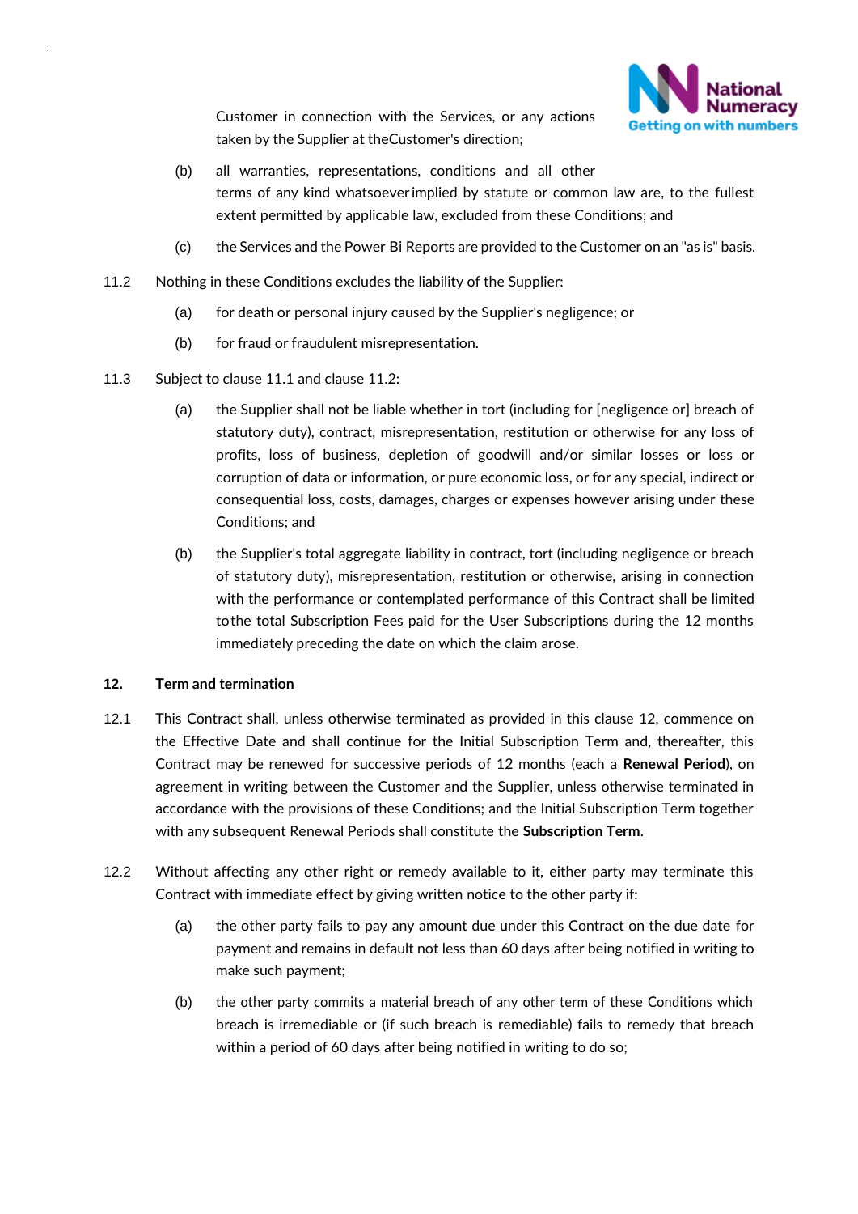Customer in connection with the Services, or any actions taken by the Supplier at theCustomer's direction;

(b) all warranties, representations, conditions and all other terms of any kind whatsoever implied by statute or common law are, to the fullest extent permitted by applicable law, excluded from these Conditions; and

(c) the Services and the Power Bi Reports are provided to the Customer on an "as is" basis.

11.2 Nothing in these Conditions excludes the liability of the Supplier:

(a) for death or personal injury caused by the Supplier's negligence; or

(b) for fraud or fraudulent misrepresentation.

11.3 Subject to clause 11.1 and clause 11.2:

(a) the Supplier shall not be liable whether in tort (including for [negligence or] breach of statutory duty), contract, misrepresentation, restitution or otherwise for any loss of profits, loss of business, depletion of goodwill and/or similar losses or loss or corruption of data or information, or pure economic loss, or for any special, indirect or consequential loss, costs, damages, charges or expenses however arising under these Conditions; and

(b) the Supplier's total aggregate liability in contract, tort (including negligence or breach of statutory duty), misrepresentation, restitution or otherwise, arising in connection with the performance or contemplated performance of this Contract shall be limited tothe total Subscription Fees paid for the User Subscriptions during the 12 months immediately preceding the date on which the claim arose.

**12. Term and termination**

12.1 This Contract shall, unless otherwise terminated as provided in this clause 12, commence on the Effective Date and shall continue for the Initial Subscription Term and, thereafter, this Contract may be renewed for successive periods of 12 months (each a **Renewal Period**), on agreement in writing between the Customer and the Supplier, unless otherwise terminated in accordance with the provisions of these Conditions; and the Initial Subscription Term together with any subsequent Renewal Periods shall constitute the **Subscription Term**.

12.2 Without affecting any other right or remedy available to it, either party may terminate this Contract with immediate effect by giving written notice to the other party if:

(a) the other party fails to pay any amount due under this Contract on the due date for payment and remains in default not less than 60 days after being notified in writing to make such payment;

(b) the other party commits a material breach of any other term of these Conditions which breach is irremediable or (if such breach is remediable) fails to remedy that breach within a period of 60 days after being notified in writing to do so;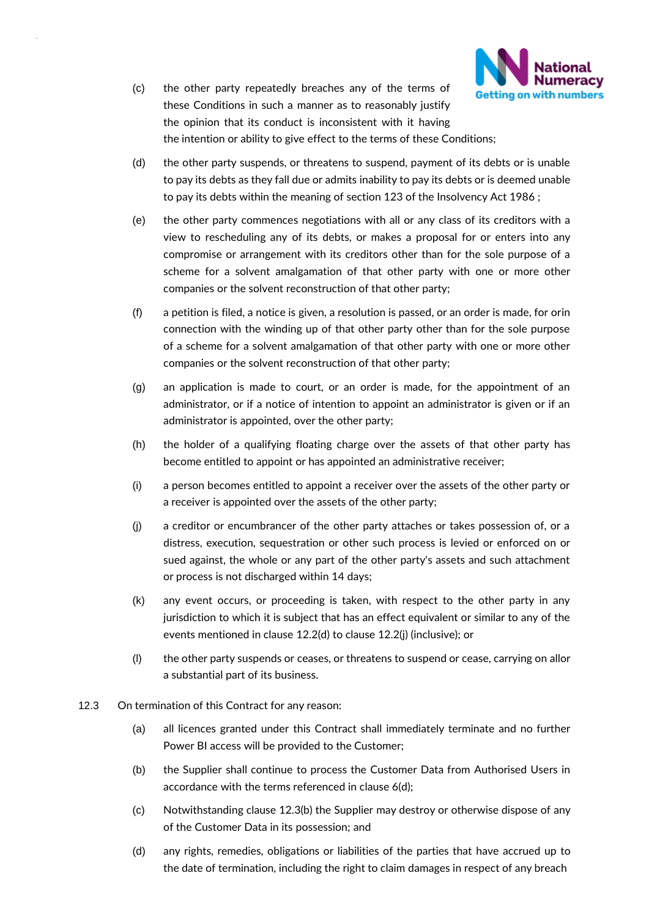(c) the other party repeatedly breaches any of the terms of these Conditions in such a manner as to reasonably justify the opinion that its conduct is inconsistent with it having the intention or ability to give effect to the terms of these Conditions;

(d) the other party suspends, or threatens to suspend, payment of its debts or is unable to pay its debts as they fall due or admits inability to pay its debts or is deemed unable to pay its debts within the meaning of section 123 of the Insolvency Act 1986 ;

(e) the other party commences negotiations with all or any class of its creditors with a view to rescheduling any of its debts, or makes a proposal for or enters into any compromise or arrangement with its creditors other than for the sole purpose of a scheme for a solvent amalgamation of that other party with one or more other companies or the solvent reconstruction of that other party;

(f) a petition is filed, a notice is given, a resolution is passed, or an order is made, for orin connection with the winding up of that other party other than for the sole purpose of a scheme for a solvent amalgamation of that other party with one or more other companies or the solvent reconstruction of that other party;

(g) an application is made to court, or an order is made, for the appointment of an administrator, or if a notice of intention to appoint an administrator is given or if an administrator is appointed, over the other party;

(h) the holder of a qualifying floating charge over the assets of that other party has become entitled to appoint or has appointed an administrative receiver;

(i) a person becomes entitled to appoint a receiver over the assets of the other party or a receiver is appointed over the assets of the other party;

(j) a creditor or encumbrancer of the other party attaches or takes possession of, or a distress, execution, sequestration or other such process is levied or enforced on or sued against, the whole or any part of the other party's assets and such attachment or process is not discharged within 14 days;

(k) any event occurs, or proceeding is taken, with respect to the other party in any jurisdiction to which it is subject that has an effect equivalent or similar to any of the events mentioned in clause 12.2(d) to clause 12.2(j) (inclusive); or

(l) the other party suspends or ceases, or threatens to suspend or cease, carrying on allor a substantial part of its business.

12.3 On termination of this Contract for any reason:

(a) all licences granted under this Contract shall immediately terminate and no further Power BI access will be provided to the Customer;

(b) the Supplier shall continue to process the Customer Data from Authorised Users in accordance with the terms referenced in clause 6(d);

(c) Notwithstanding clause 12.3(b) the Supplier may destroy or otherwise dispose of any of the Customer Data in its possession; and

(d) any rights, remedies, obligations or liabilities of the parties that have accrued up to the date of termination, including the right to claim damages in respect of any breach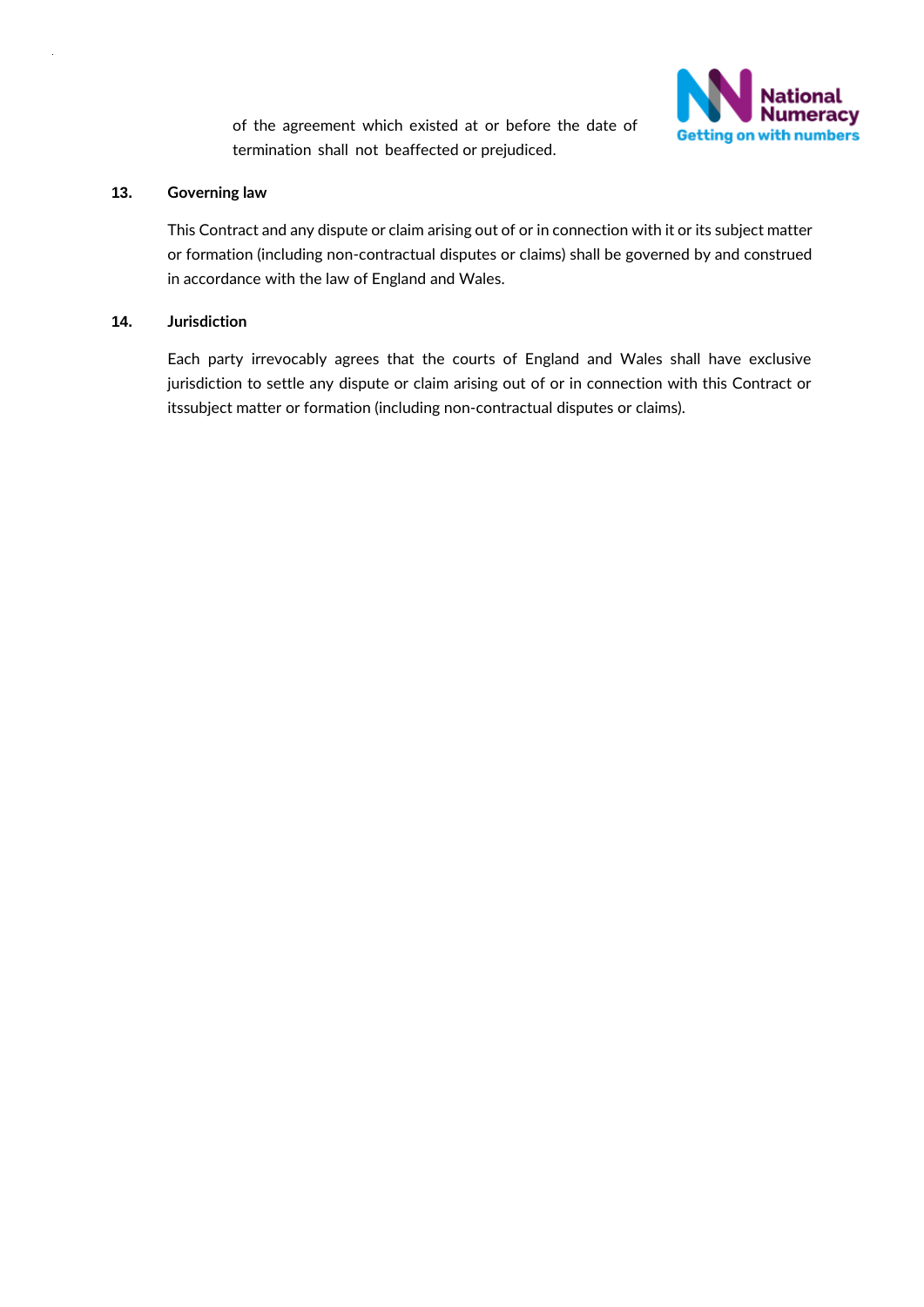of the agreement which existed at or before the date of termination shall not beaffected or prejudiced.

**13. Governing law**

This Contract and any dispute or claim arising out of or in connection with it or its subject matter or formation (including non-contractual disputes or claims) shall be governed by and construed in accordance with the law of England and Wales.

**14. Jurisdiction**

Each party irrevocably agrees that the courts of England and Wales shall have exclusive jurisdiction to settle any dispute or claim arising out of or in connection with this Contract or itssubject matter or formation (including non-contractual disputes or claims).